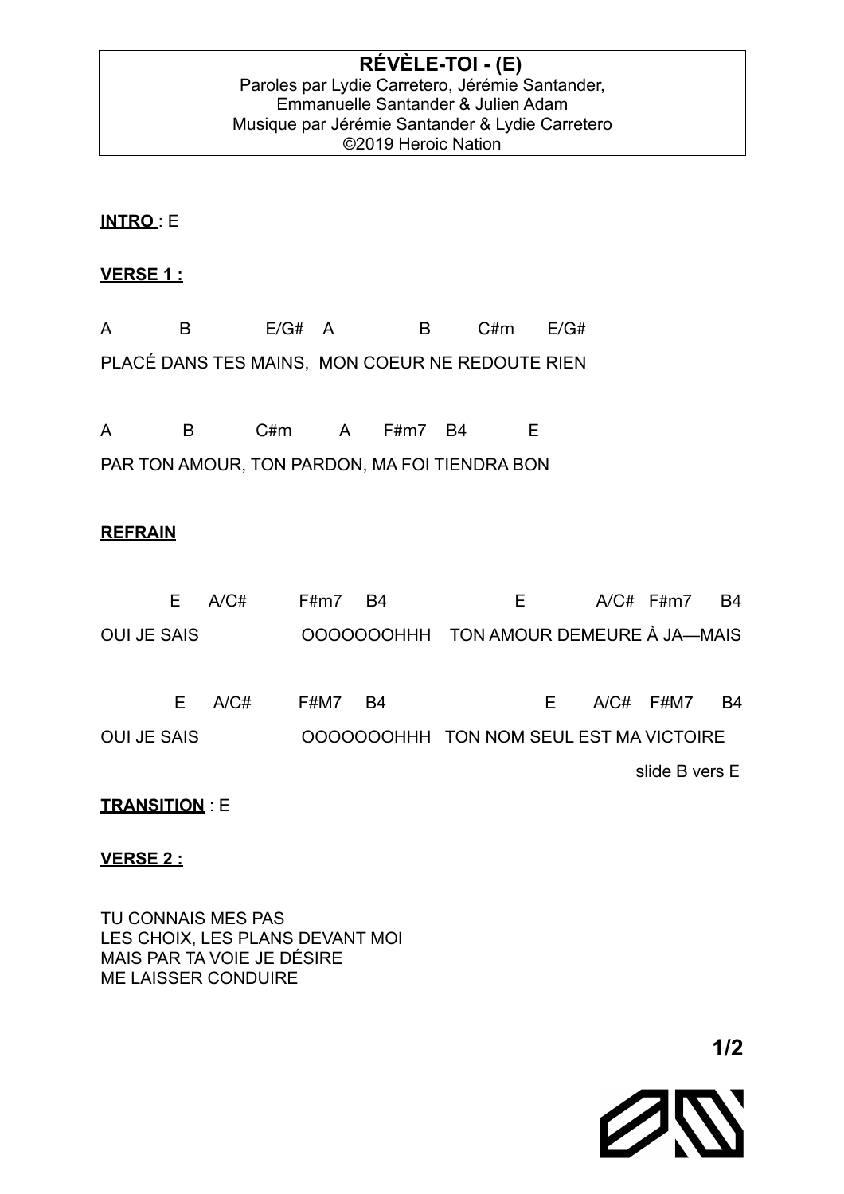**RÉVÈLE-TOI - (E)**
Paroles par Lydie Carretero, Jérémie Santander, Emmanuelle Santander & Julien Adam
Musique par Jérémie Santander & Lydie Carretero
©2019 Heroic Nation

**INTRO** : E

**VERSE 1 :**

```
A          B           E/G#   A              B        C#m      E/G#
PLACÉ DANS TES MAINS,  MON COEUR NE REDOUTE RIEN

A          B          C#m       A      F#m7   B4          E
PAR TON AMOUR, TON PARDON, MA FOI TIENDRA BON
```

**REFRAIN**

```
          E     A/C#        F#m7     B4                  E            A/C#   F#m7      B4
OUI JE SAIS                  OOOOOOOHHH    TON AMOUR DEMEURE À JA—MAIS

          E     A/C#        F#M7     B4                    E      A/C#    F#M7      B4
OUI JE SAIS                  OOOOOOOHHH   TON NOM SEUL EST MA VICTOIRE
                                                                          slide B vers E
```

**TRANSITION** : E

**VERSE 2 :**

TU CONNAIS MES PAS
LES CHOIX, LES PLANS DEVANT MOI
MAIS PAR TA VOIE JE DÉSIRE
ME LAISSER CONDUIRE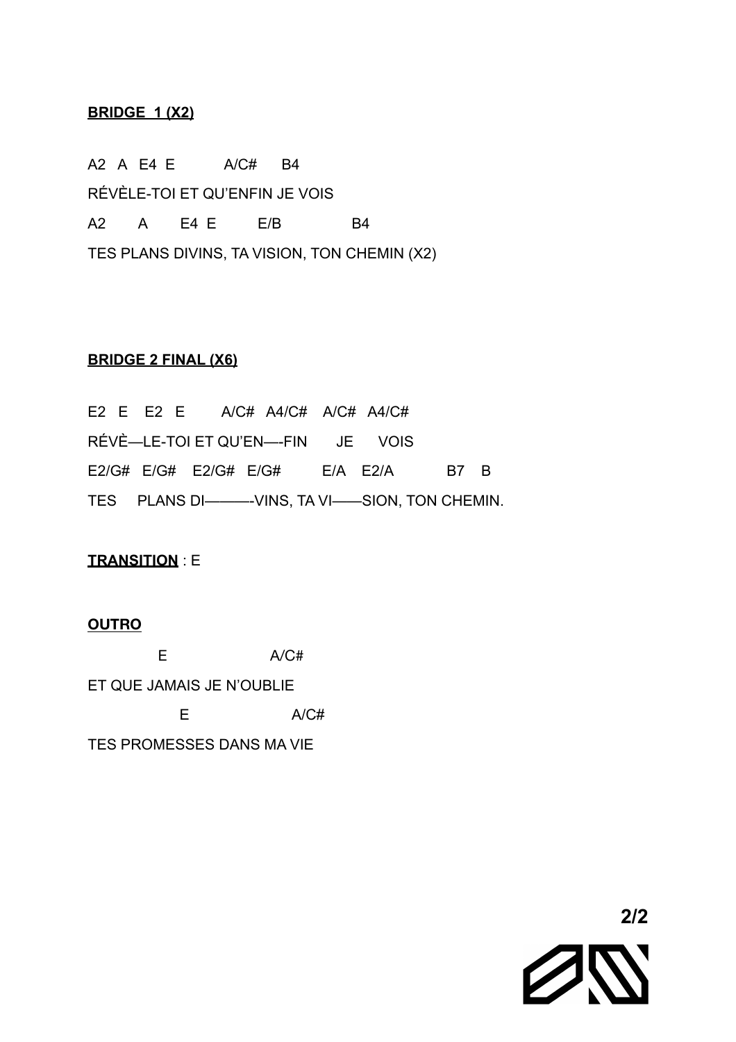**BRIDGE 1 (X2)**

```
A2   A   E4  E          A/C#      B4
RÉVÈLE-TOI ET QU'ENFIN JE VOIS
A2       A       E4  E         E/B               B4
TES PLANS DIVINS, TA VISION, TON CHEMIN (X2)
```

**BRIDGE 2 FINAL (X6)**

```
E2   E    E2   E       A/C#   A4/C#    A/C#   A4/C#
RÉVÈ—LE-TOI ET QU'EN—-FIN       JE      VOIS
E2/G#   E/G#    E2/G#   E/G#         E/A    E2/A           B7    B
TES     PLANS DI———-VINS, TA VI——SION, TON CHEMIN.
```

**TRANSITION** : E

**OUTRO**

```
              E                      A/C#
ET QUE JAMAIS JE N'OUBLIE
                  E                      A/C#
TES PROMESSES DANS MA VIE
```